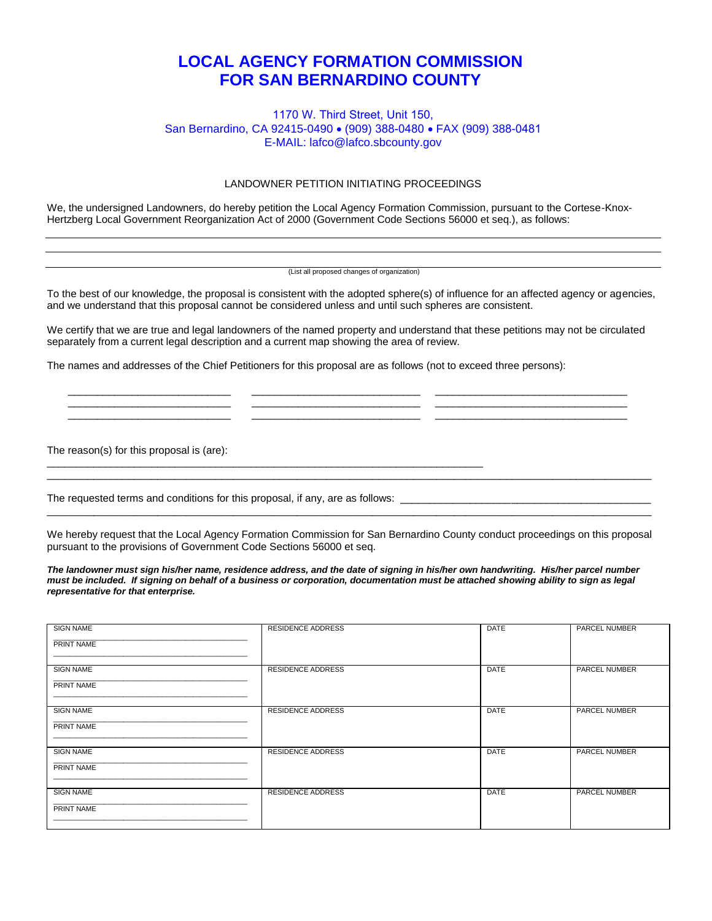# LOCAL AGENCY FORMATION COMMISSION
# FOR SAN BERNARDINO COUNTY

1170 W. Third Street, Unit 150,
San Bernardino, CA 92415-0490 • (909) 388-0480 • FAX (909) 388-0481
E-MAIL: lafco@lafco.sbcounty.gov

LANDOWNER PETITION INITIATING PROCEEDINGS

We, the undersigned Landowners, do hereby petition the Local Agency Formation Commission, pursuant to the Cortese-Knox-Hertzberg Local Government Reorganization Act of 2000 (Government Code Sections 56000 et seq.), as follows:

___________________________________________________________________________

___________________________________________________________________________

___________________________________________________________________________

(List all proposed changes of organization)

To the best of our knowledge, the proposal is consistent with the adopted sphere(s) of influence for an affected agency or agencies, and we understand that this proposal cannot be considered unless and until such spheres are consistent.

We certify that we are true and legal landowners of the named property and understand that these petitions may not be circulated separately from a current legal description and a current map showing the area of review.

The names and addresses of the Chief Petitioners for this proposal are as follows (not to exceed three persons):

| | | |
|---|---|---|
| ____________________ | ____________________ | ____________________ |
| ____________________ | ____________________ | ____________________ |
| ____________________ | ____________________ | ____________________ |

The reason(s) for this proposal is (are): ___________________________________________________________________________

___________________________________________________________________________

The requested terms and conditions for this proposal, if any, are as follows: ______________________________________

___________________________________________________________________________

We hereby request that the Local Agency Formation Commission for San Bernardino County conduct proceedings on this proposal pursuant to the provisions of Government Code Sections 56000 et seq.

***The landowner must sign his/her name, residence address, and the date of signing in his/her own handwriting. His/her parcel number must be included. If signing on behalf of a business or corporation, documentation must be attached showing ability to sign as legal representative for that enterprise.***

| SIGN NAME / PRINT NAME | RESIDENCE ADDRESS | DATE | PARCEL NUMBER |
|---|---|---|---|
| SIGN NAME ____________________ PRINT NAME ____________________ | | | |
| SIGN NAME ____________________ PRINT NAME ____________________ | | | |
| SIGN NAME ____________________ PRINT NAME ____________________ | | | |
| SIGN NAME ____________________ PRINT NAME ____________________ | | | |
| SIGN NAME ____________________ PRINT NAME ____________________ | | | |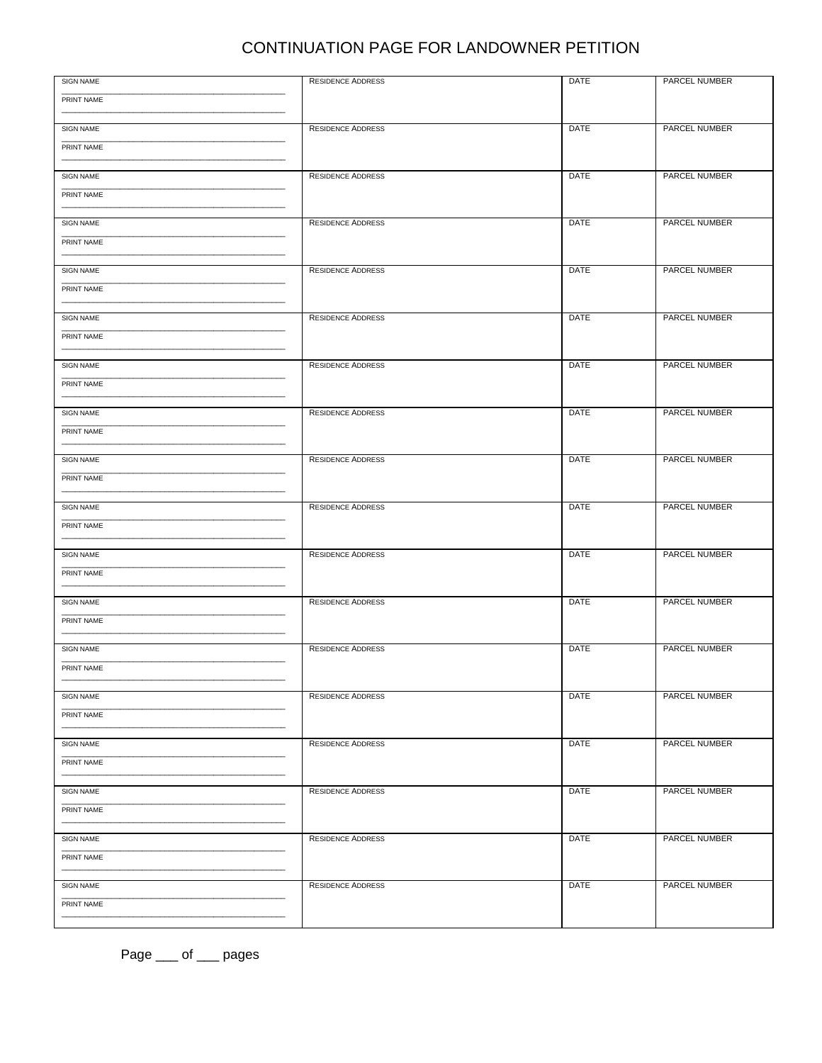# CONTINUATION PAGE FOR LANDOWNER PETITION

| | | | |
|---|---|---|---|
| SIGN NAME ______________________ PRINT NAME ______________________ | RESIDENCE ADDRESS | DATE | PARCEL NUMBER |
| SIGN NAME ______________________ PRINT NAME ______________________ | RESIDENCE ADDRESS | DATE | PARCEL NUMBER |
| SIGN NAME ______________________ PRINT NAME ______________________ | RESIDENCE ADDRESS | DATE | PARCEL NUMBER |
| SIGN NAME ______________________ PRINT NAME ______________________ | RESIDENCE ADDRESS | DATE | PARCEL NUMBER |
| SIGN NAME ______________________ PRINT NAME ______________________ | RESIDENCE ADDRESS | DATE | PARCEL NUMBER |
| SIGN NAME ______________________ PRINT NAME ______________________ | RESIDENCE ADDRESS | DATE | PARCEL NUMBER |
| SIGN NAME ______________________ PRINT NAME ______________________ | RESIDENCE ADDRESS | DATE | PARCEL NUMBER |
| SIGN NAME ______________________ PRINT NAME ______________________ | RESIDENCE ADDRESS | DATE | PARCEL NUMBER |
| SIGN NAME ______________________ PRINT NAME ______________________ | RESIDENCE ADDRESS | DATE | PARCEL NUMBER |
| SIGN NAME ______________________ PRINT NAME ______________________ | RESIDENCE ADDRESS | DATE | PARCEL NUMBER |
| SIGN NAME ______________________ PRINT NAME ______________________ | RESIDENCE ADDRESS | DATE | PARCEL NUMBER |
| SIGN NAME ______________________ PRINT NAME ______________________ | RESIDENCE ADDRESS | DATE | PARCEL NUMBER |
| SIGN NAME ______________________ PRINT NAME ______________________ | RESIDENCE ADDRESS | DATE | PARCEL NUMBER |
| SIGN NAME ______________________ PRINT NAME ______________________ | RESIDENCE ADDRESS | DATE | PARCEL NUMBER |
| SIGN NAME ______________________ PRINT NAME ______________________ | RESIDENCE ADDRESS | DATE | PARCEL NUMBER |
| SIGN NAME ______________________ PRINT NAME ______________________ | RESIDENCE ADDRESS | DATE | PARCEL NUMBER |
| SIGN NAME ______________________ PRINT NAME ______________________ | RESIDENCE ADDRESS | DATE | PARCEL NUMBER |
| SIGN NAME ______________________ PRINT NAME ______________________ | RESIDENCE ADDRESS | DATE | PARCEL NUMBER |

Page ___ of ___ pages